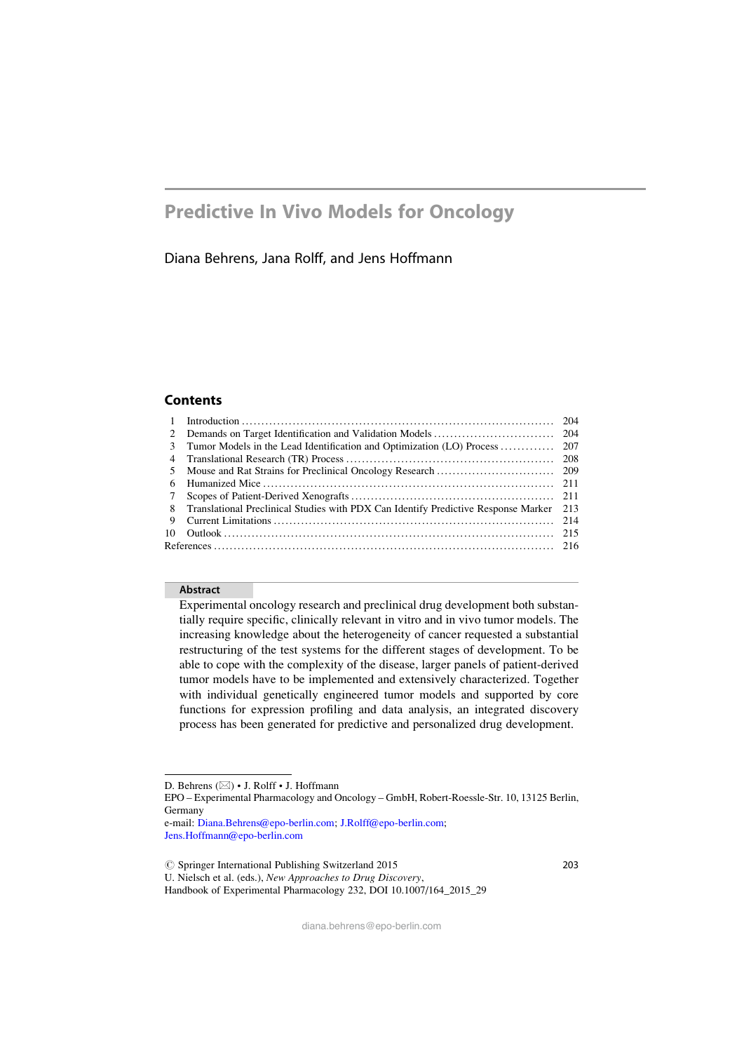# Predictive In Vivo Models for Oncology

Diana Behrens, Jana Rolff, and Jens Hoffmann

## Contents

| | | |
|---|---|---|
| 1 | Introduction | 204 |
| 2 | Demands on Target Identification and Validation Models | 204 |
| 3 | Tumor Models in the Lead Identification and Optimization (LO) Process | 207 |
| 4 | Translational Research (TR) Process | 208 |
| 5 | Mouse and Rat Strains for Preclinical Oncology Research | 209 |
| 6 | Humanized Mice | 211 |
| 7 | Scopes of Patient-Derived Xenografts | 211 |
| 8 | Translational Preclinical Studies with PDX Can Identify Predictive Response Marker | 213 |
| 9 | Current Limitations | 214 |
| 10 | Outlook | 215 |
| References | | 216 |

**Abstract**

Experimental oncology research and preclinical drug development both substantially require specific, clinically relevant in vitro and in vivo tumor models. The increasing knowledge about the heterogeneity of cancer requested a substantial restructuring of the test systems for the different stages of development. To be able to cope with the complexity of the disease, larger panels of patient-derived tumor models have to be implemented and extensively characterized. Together with individual genetically engineered tumor models and supported by core functions for expression profiling and data analysis, an integrated discovery process has been generated for predictive and personalized drug development.

---

D. Behrens (✉) • J. Rolff • J. Hoffmann
EPO – Experimental Pharmacology and Oncology – GmbH, Robert-Roessle-Str. 10, 13125 Berlin, Germany
e-mail: Diana.Behrens@epo-berlin.com; J.Rolff@epo-berlin.com; Jens.Hoffmann@epo-berlin.com

© Springer International Publishing Switzerland 2015
U. Nielsch et al. (eds.), *New Approaches to Drug Discovery*,
Handbook of Experimental Pharmacology 232, DOI 10.1007/164_2015_29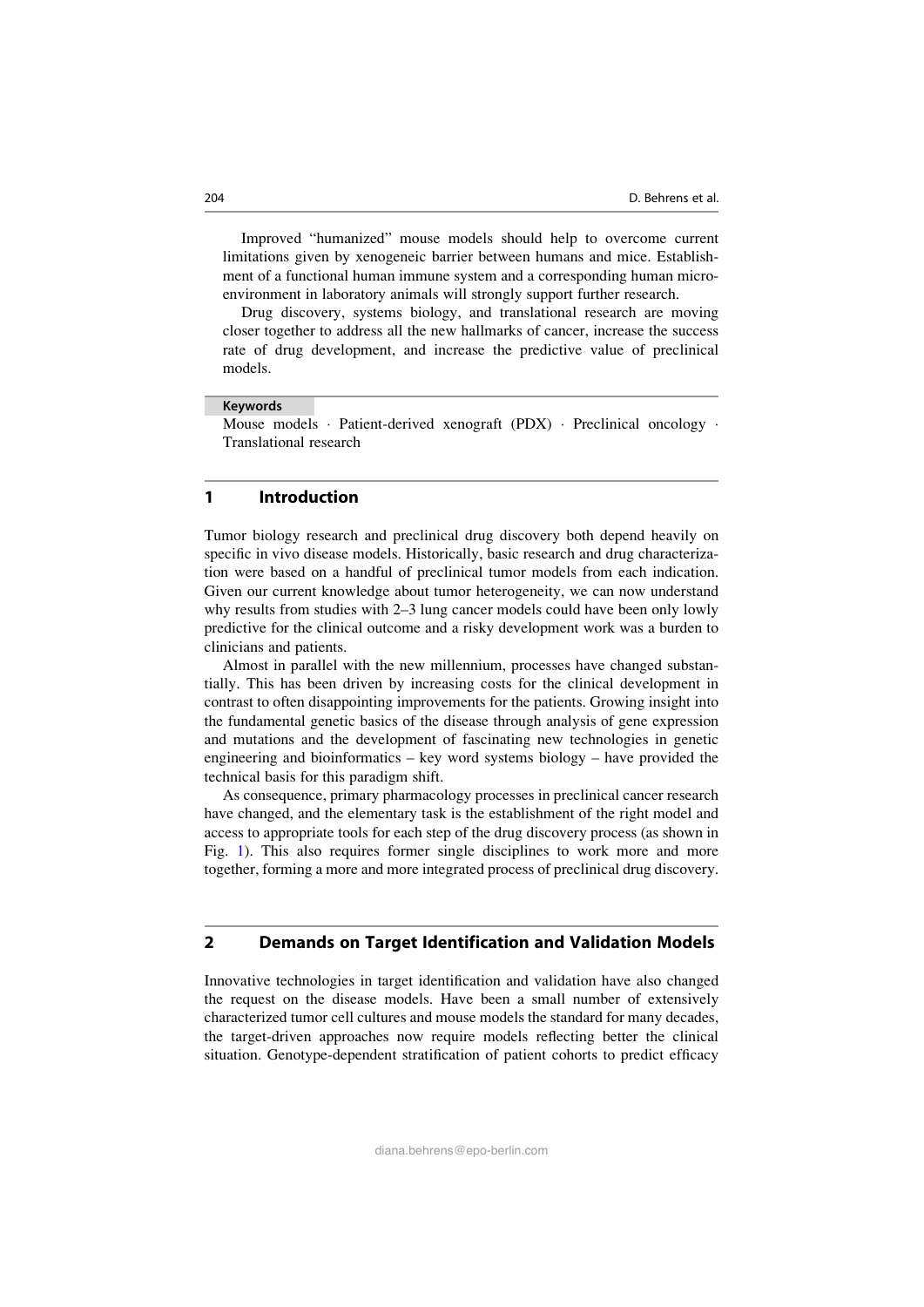Improved "humanized" mouse models should help to overcome current limitations given by xenogeneic barrier between humans and mice. Establishment of a functional human immune system and a corresponding human microenvironment in laboratory animals will strongly support further research.

Drug discovery, systems biology, and translational research are moving closer together to address all the new hallmarks of cancer, increase the success rate of drug development, and increase the predictive value of preclinical models.

**Keywords**

Mouse models · Patient-derived xenograft (PDX) · Preclinical oncology · Translational research

## 1 Introduction

Tumor biology research and preclinical drug discovery both depend heavily on specific in vivo disease models. Historically, basic research and drug characterization were based on a handful of preclinical tumor models from each indication. Given our current knowledge about tumor heterogeneity, we can now understand why results from studies with 2–3 lung cancer models could have been only lowly predictive for the clinical outcome and a risky development work was a burden to clinicians and patients.

Almost in parallel with the new millennium, processes have changed substantially. This has been driven by increasing costs for the clinical development in contrast to often disappointing improvements for the patients. Growing insight into the fundamental genetic basics of the disease through analysis of gene expression and mutations and the development of fascinating new technologies in genetic engineering and bioinformatics – key word systems biology – have provided the technical basis for this paradigm shift.

As consequence, primary pharmacology processes in preclinical cancer research have changed, and the elementary task is the establishment of the right model and access to appropriate tools for each step of the drug discovery process (as shown in Fig. 1). This also requires former single disciplines to work more and more together, forming a more and more integrated process of preclinical drug discovery.

## 2 Demands on Target Identification and Validation Models

Innovative technologies in target identification and validation have also changed the request on the disease models. Have been a small number of extensively characterized tumor cell cultures and mouse models the standard for many decades, the target-driven approaches now require models reflecting better the clinical situation. Genotype-dependent stratification of patient cohorts to predict efficacy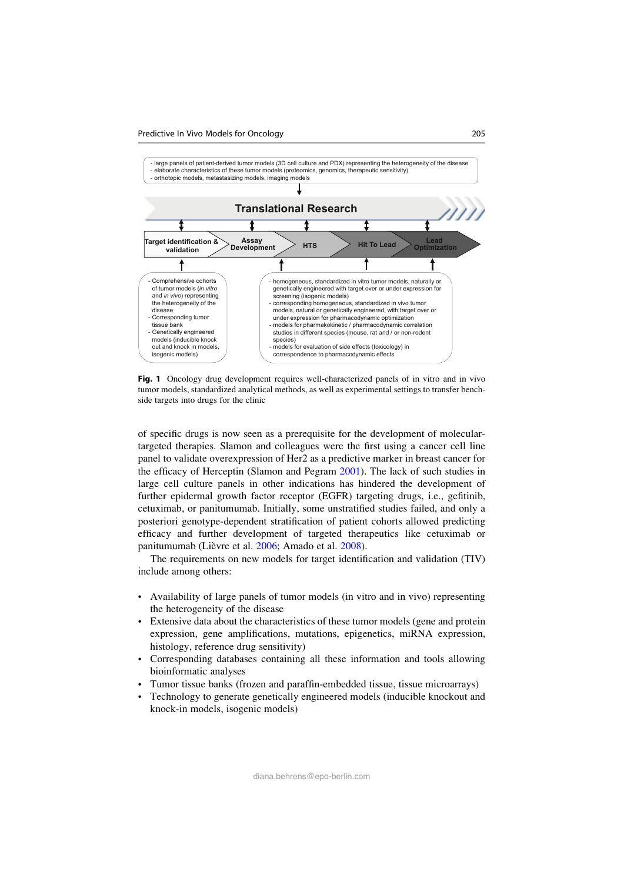- large panels of patient-derived tumor models (3D cell culture and PDX) representing the heterogeneity of the disease
- elaborate characteristics of these tumor models (proteomics, genomics, therapeutic sensitivity)
- orthotopic models, metastasizing models, imaging models

Translational Research

Target identification & validation

Assay Development

HTS

Hit To Lead

Lead Optimization

- Comprehensive cohorts of tumor models (*in vitro* and *in vivo*) representing the heterogeneity of the disease
- Corresponding tumor tissue bank
- Genetically engineered models (inducible knock out and knock in models, isogenic models)

- homogeneous, standardized in vitro tumor models, naturally or genetically engineered with target over or under expression for screening (isogenic models)
- corresponding homogeneous, standardized in vivo tumor models, natural or genetically engineered, with target over or under expression for pharmacodynamic optimization
- models for pharmakokinetic / pharmacodynamic correlation studies in different species (mouse, rat and / or non-rodent species)
- models for evaluation of side effects (toxicology) in correspondence to pharmacodynamic effects

**Fig. 1** Oncology drug development requires well-characterized panels of in vitro and in vivo tumor models, standardized analytical methods, as well as experimental settings to transfer bench-side targets into drugs for the clinic

of specific drugs is now seen as a prerequisite for the development of molecular-targeted therapies. Slamon and colleagues were the first using a cancer cell line panel to validate overexpression of Her2 as a predictive marker in breast cancer for the efficacy of Herceptin (Slamon and Pegram 2001). The lack of such studies in large cell culture panels in other indications has hindered the development of further epidermal growth factor receptor (EGFR) targeting drugs, i.e., gefitinib, cetuximab, or panitumumab. Initially, some unstratified studies failed, and only a posteriori genotype-dependent stratification of patient cohorts allowed predicting efficacy and further development of targeted therapeutics like cetuximab or panitumumab (Lièvre et al. 2006; Amado et al. 2008).

The requirements on new models for target identification and validation (TIV) include among others:

- Availability of large panels of tumor models (in vitro and in vivo) representing the heterogeneity of the disease
- Extensive data about the characteristics of these tumor models (gene and protein expression, gene amplifications, mutations, epigenetics, miRNA expression, histology, reference drug sensitivity)
- Corresponding databases containing all these information and tools allowing bioinformatic analyses
- Tumor tissue banks (frozen and paraffin-embedded tissue, tissue microarrays)
- Technology to generate genetically engineered models (inducible knockout and knock-in models, isogenic models)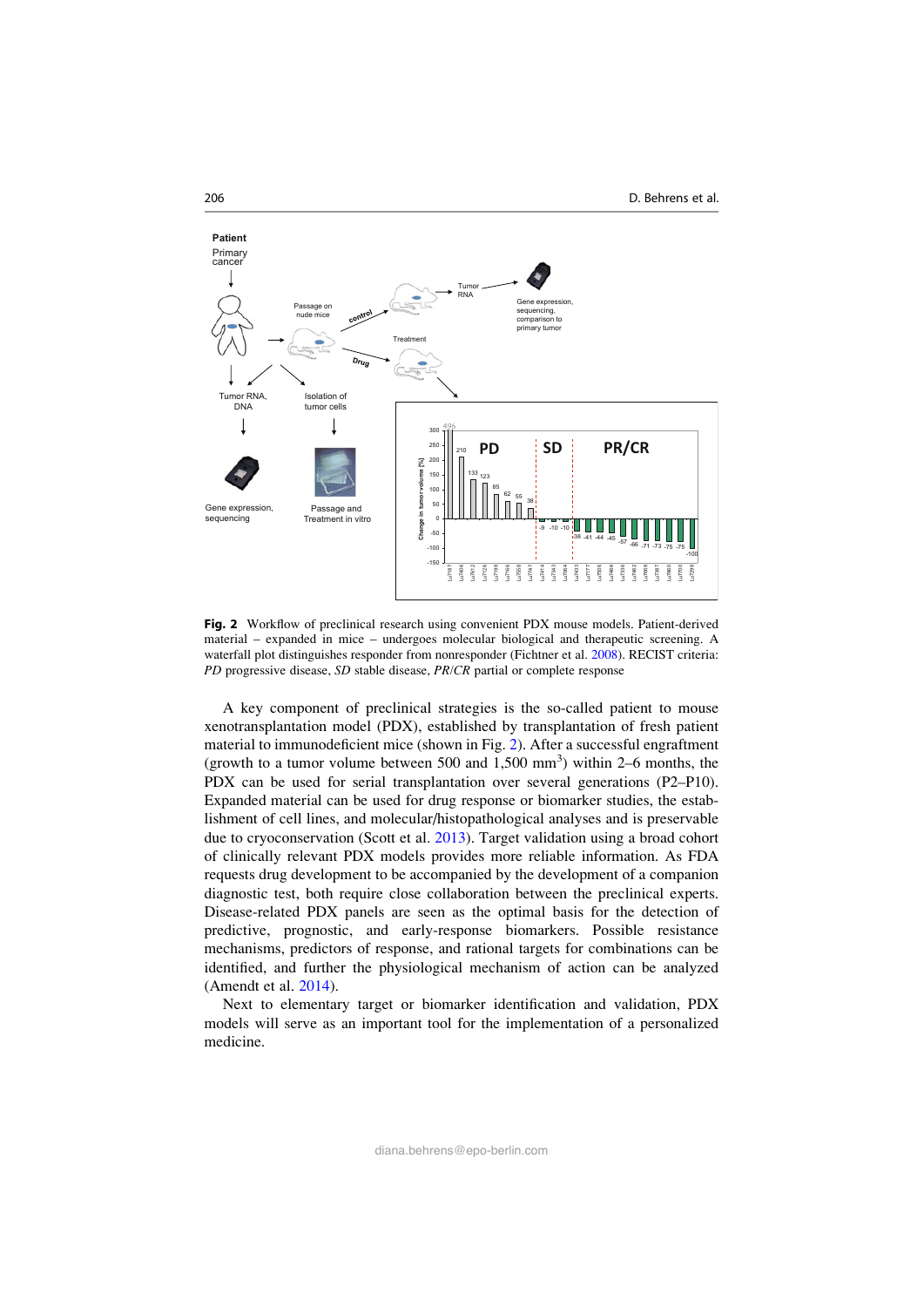**Fig. 2** Workflow of preclinical research using convenient PDX mouse models. Patient-derived material – expanded in mice – undergoes molecular biological and therapeutic screening. A waterfall plot distinguishes responder from nonresponder (Fichtner et al. 2008). RECIST criteria: *PD* progressive disease, *SD* stable disease, *PR/CR* partial or complete response

A key component of preclinical strategies is the so-called patient to mouse xenotransplantation model (PDX), established by transplantation of fresh patient material to immunodeficient mice (shown in Fig. 2). After a successful engraftment (growth to a tumor volume between 500 and 1,500 $mm^3$) within 2–6 months, the PDX can be used for serial transplantation over several generations (P2–P10). Expanded material can be used for drug response or biomarker studies, the establishment of cell lines, and molecular/histopathological analyses and is preservable due to cryoconservation (Scott et al. 2013). Target validation using a broad cohort of clinically relevant PDX models provides more reliable information. As FDA requests drug development to be accompanied by the development of a companion diagnostic test, both require close collaboration between the preclinical experts. Disease-related PDX panels are seen as the optimal basis for the detection of predictive, prognostic, and early-response biomarkers. Possible resistance mechanisms, predictors of response, and rational targets for combinations can be identified, and further the physiological mechanism of action can be analyzed (Amendt et al. 2014).

Next to elementary target or biomarker identification and validation, PDX models will serve as an important tool for the implementation of a personalized medicine.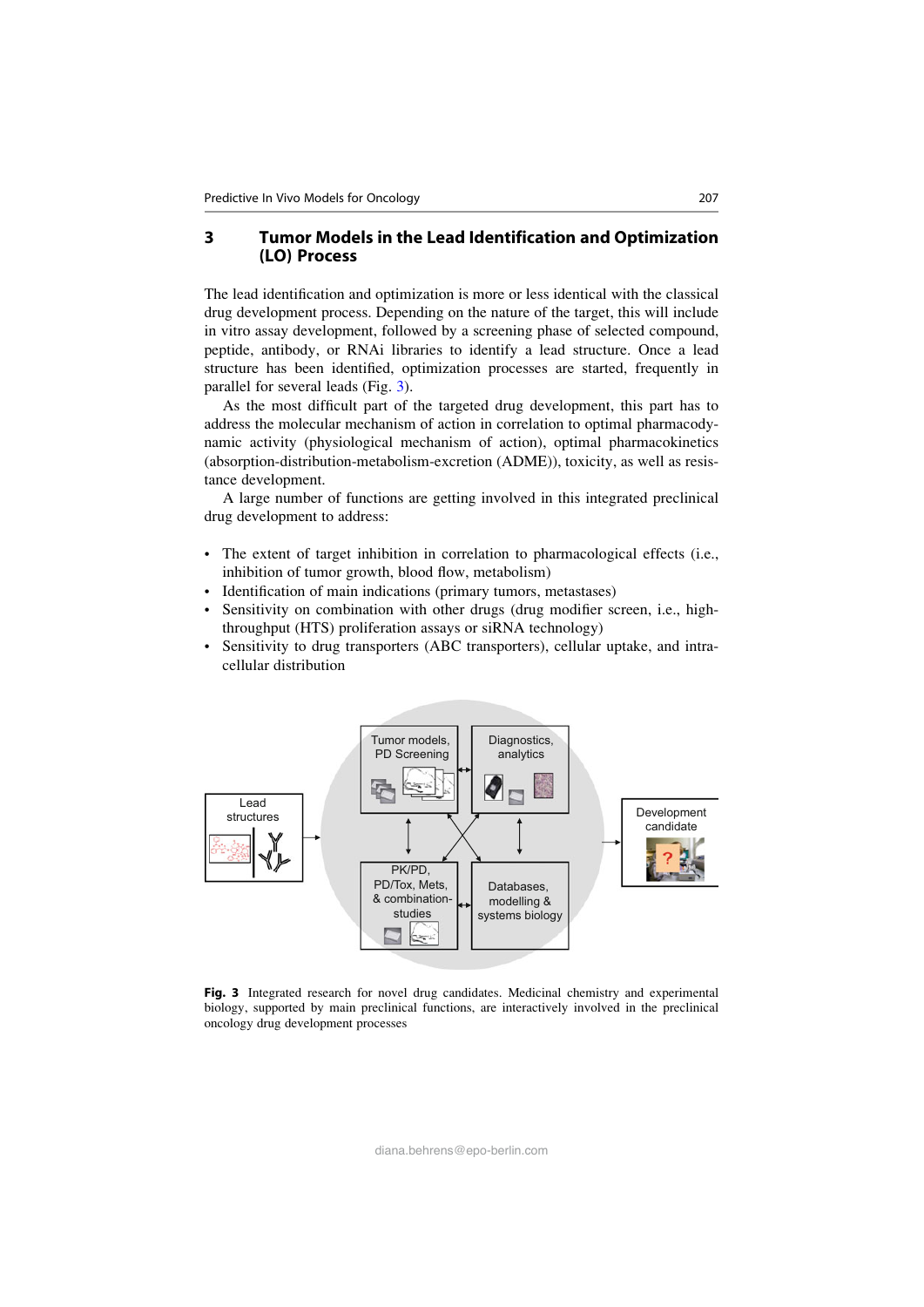## 3 Tumor Models in the Lead Identification and Optimization (LO) Process

The lead identification and optimization is more or less identical with the classical drug development process. Depending on the nature of the target, this will include in vitro assay development, followed by a screening phase of selected compound, peptide, antibody, or RNAi libraries to identify a lead structure. Once a lead structure has been identified, optimization processes are started, frequently in parallel for several leads (Fig. 3).

As the most difficult part of the targeted drug development, this part has to address the molecular mechanism of action in correlation to optimal pharmacodynamic activity (physiological mechanism of action), optimal pharmacokinetics (absorption-distribution-metabolism-excretion (ADME)), toxicity, as well as resistance development.

A large number of functions are getting involved in this integrated preclinical drug development to address:

- The extent of target inhibition in correlation to pharmacological effects (i.e., inhibition of tumor growth, blood flow, metabolism)
- Identification of main indications (primary tumors, metastases)
- Sensitivity on combination with other drugs (drug modifier screen, i.e., high-throughput (HTS) proliferation assays or siRNA technology)
- Sensitivity to drug transporters (ABC transporters), cellular uptake, and intracellular distribution

Lead structures → Tumor models, PD Screening ↔ Diagnostics, analytics ↔ PK/PD, PD/Tox, Mets, & combination-studies ↔ Databases, modelling & systems biology → Development candidate

**Fig. 3** Integrated research for novel drug candidates. Medicinal chemistry and experimental biology, supported by main preclinical functions, are interactively involved in the preclinical oncology drug development processes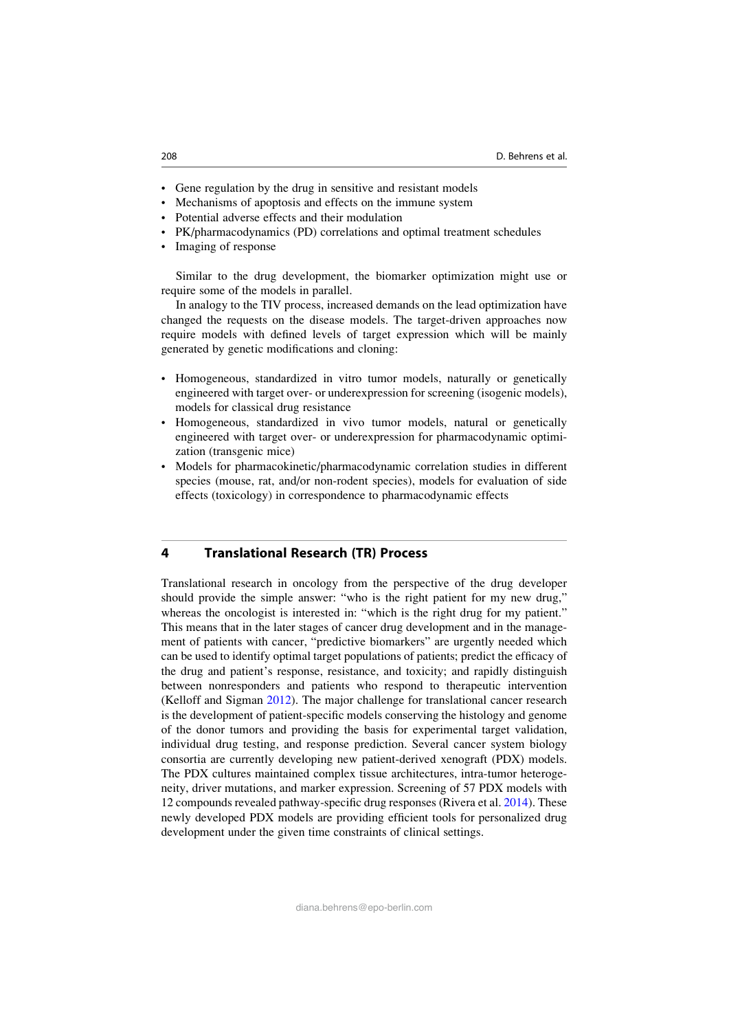- Gene regulation by the drug in sensitive and resistant models
- Mechanisms of apoptosis and effects on the immune system
- Potential adverse effects and their modulation
- PK/pharmacodynamics (PD) correlations and optimal treatment schedules
- Imaging of response

Similar to the drug development, the biomarker optimization might use or require some of the models in parallel.

In analogy to the TIV process, increased demands on the lead optimization have changed the requests on the disease models. The target-driven approaches now require models with defined levels of target expression which will be mainly generated by genetic modifications and cloning:

- Homogeneous, standardized in vitro tumor models, naturally or genetically engineered with target over- or underexpression for screening (isogenic models), models for classical drug resistance
- Homogeneous, standardized in vivo tumor models, natural or genetically engineered with target over- or underexpression for pharmacodynamic optimization (transgenic mice)
- Models for pharmacokinetic/pharmacodynamic correlation studies in different species (mouse, rat, and/or non-rodent species), models for evaluation of side effects (toxicology) in correspondence to pharmacodynamic effects

## 4 Translational Research (TR) Process

Translational research in oncology from the perspective of the drug developer should provide the simple answer: "who is the right patient for my new drug," whereas the oncologist is interested in: "which is the right drug for my patient." This means that in the later stages of cancer drug development and in the management of patients with cancer, "predictive biomarkers" are urgently needed which can be used to identify optimal target populations of patients; predict the efficacy of the drug and patient's response, resistance, and toxicity; and rapidly distinguish between nonresponders and patients who respond to therapeutic intervention (Kelloff and Sigman 2012). The major challenge for translational cancer research is the development of patient-specific models conserving the histology and genome of the donor tumors and providing the basis for experimental target validation, individual drug testing, and response prediction. Several cancer system biology consortia are currently developing new patient-derived xenograft (PDX) models. The PDX cultures maintained complex tissue architectures, intra-tumor heterogeneity, driver mutations, and marker expression. Screening of 57 PDX models with 12 compounds revealed pathway-specific drug responses (Rivera et al. 2014). These newly developed PDX models are providing efficient tools for personalized drug development under the given time constraints of clinical settings.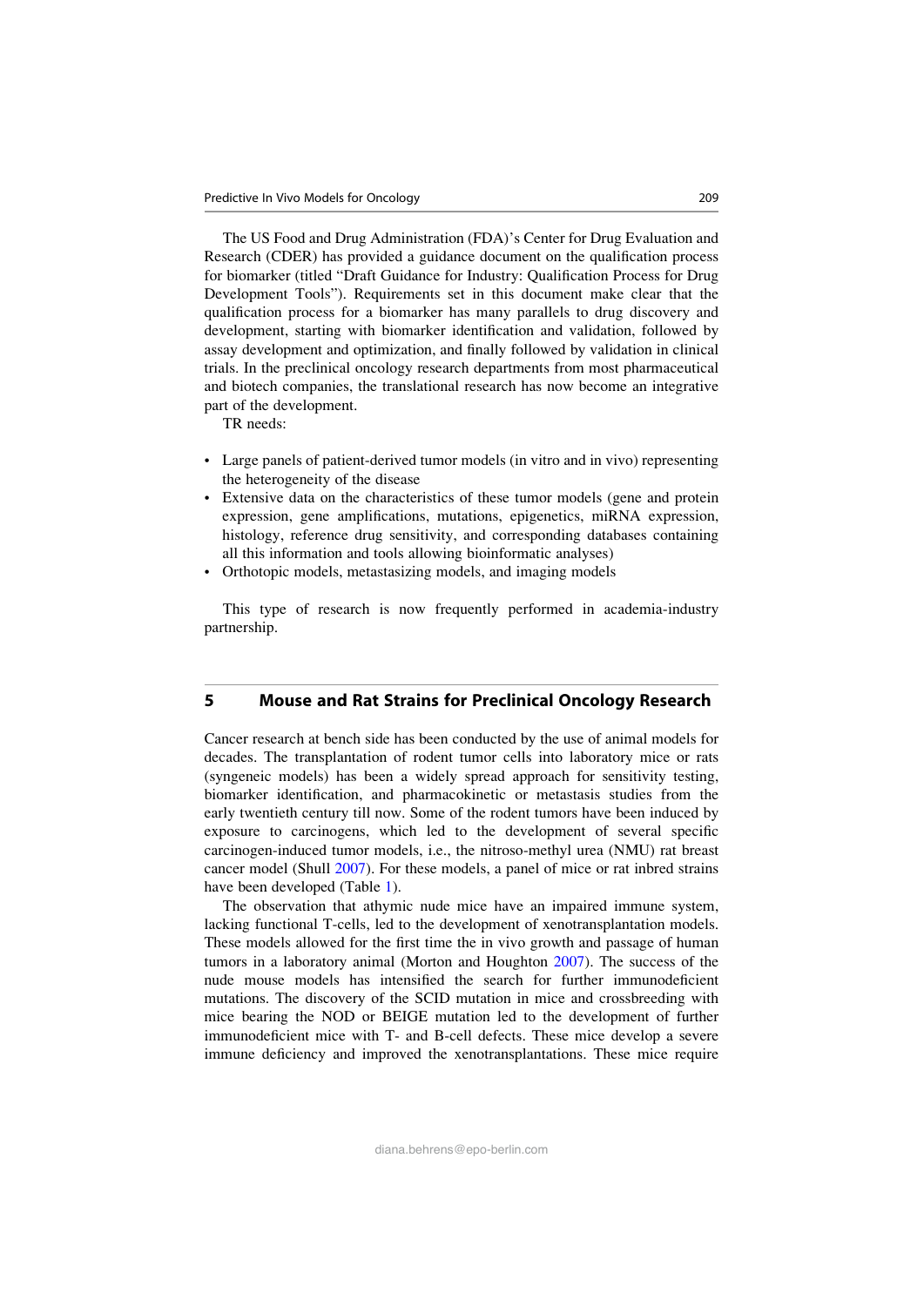The US Food and Drug Administration (FDA)'s Center for Drug Evaluation and Research (CDER) has provided a guidance document on the qualification process for biomarker (titled "Draft Guidance for Industry: Qualification Process for Drug Development Tools"). Requirements set in this document make clear that the qualification process for a biomarker has many parallels to drug discovery and development, starting with biomarker identification and validation, followed by assay development and optimization, and finally followed by validation in clinical trials. In the preclinical oncology research departments from most pharmaceutical and biotech companies, the translational research has now become an integrative part of the development.

TR needs:

- Large panels of patient-derived tumor models (in vitro and in vivo) representing the heterogeneity of the disease
- Extensive data on the characteristics of these tumor models (gene and protein expression, gene amplifications, mutations, epigenetics, miRNA expression, histology, reference drug sensitivity, and corresponding databases containing all this information and tools allowing bioinformatic analyses)
- Orthotopic models, metastasizing models, and imaging models

This type of research is now frequently performed in academia-industry partnership.

## 5 Mouse and Rat Strains for Preclinical Oncology Research

Cancer research at bench side has been conducted by the use of animal models for decades. The transplantation of rodent tumor cells into laboratory mice or rats (syngeneic models) has been a widely spread approach for sensitivity testing, biomarker identification, and pharmacokinetic or metastasis studies from the early twentieth century till now. Some of the rodent tumors have been induced by exposure to carcinogens, which led to the development of several specific carcinogen-induced tumor models, i.e., the nitroso-methyl urea (NMU) rat breast cancer model (Shull 2007). For these models, a panel of mice or rat inbred strains have been developed (Table 1).

The observation that athymic nude mice have an impaired immune system, lacking functional T-cells, led to the development of xenotransplantation models. These models allowed for the first time the in vivo growth and passage of human tumors in a laboratory animal (Morton and Houghton 2007). The success of the nude mouse models has intensified the search for further immunodeficient mutations. The discovery of the SCID mutation in mice and crossbreeding with mice bearing the NOD or BEIGE mutation led to the development of further immunodeficient mice with T- and B-cell defects. These mice develop a severe immune deficiency and improved the xenotransplantations. These mice require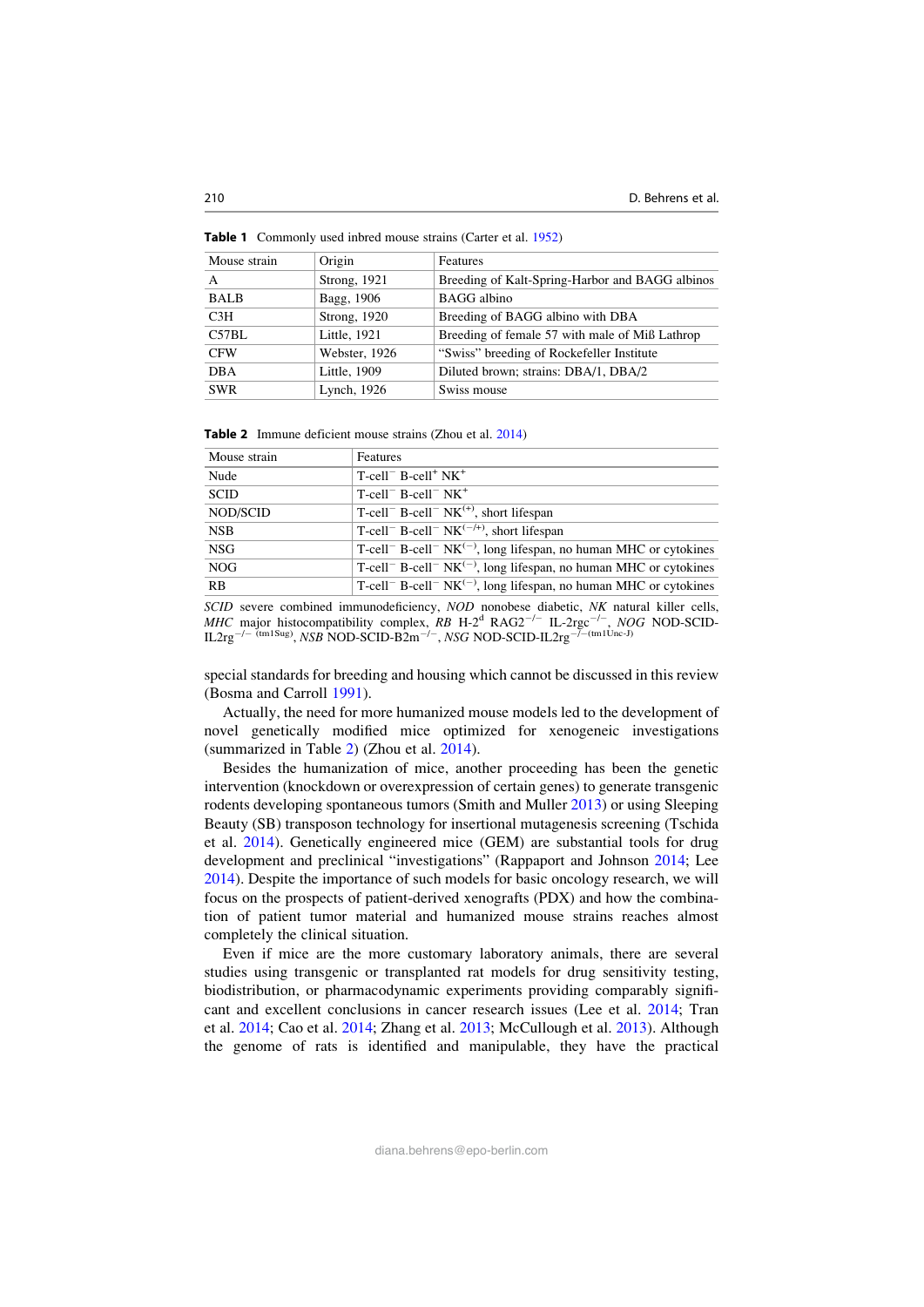**Table 1** Commonly used inbred mouse strains (Carter et al. 1952)

| Mouse strain | Origin | Features |
|---|---|---|
| A | Strong, 1921 | Breeding of Kalt-Spring-Harbor and BAGG albinos |
| BALB | Bagg, 1906 | BAGG albino |
| C3H | Strong, 1920 | Breeding of BAGG albino with DBA |
| C57BL | Little, 1921 | Breeding of female 57 with male of Miß Lathrop |
| CFW | Webster, 1926 | "Swiss" breeding of Rockefeller Institute |
| DBA | Little, 1909 | Diluted brown; strains: DBA/1, DBA/2 |
| SWR | Lynch, 1926 | Swiss mouse |

**Table 2** Immune deficient mouse strains (Zhou et al. 2014)

| Mouse strain | Features |
|---|---|
| Nude | T-cell$^{-}$ B-cell$^{+}$ NK$^{+}$ |
| SCID | T-cell$^{-}$ B-cell$^{-}$ NK$^{+}$ |
| NOD/SCID | T-cell$^{-}$ B-cell$^{-}$ NK$^{(+)}$, short lifespan |
| NSB | T-cell$^{-}$ B-cell$^{-}$ NK$^{(-/+)}$, short lifespan |
| NSG | T-cell$^{-}$ B-cell$^{-}$ NK$^{(-)}$, long lifespan, no human MHC or cytokines |
| NOG | T-cell$^{-}$ B-cell$^{-}$ NK$^{(-)}$, long lifespan, no human MHC or cytokines |
| RB | T-cell$^{-}$ B-cell$^{-}$ NK$^{(-)}$, long lifespan, no human MHC or cytokines |

*SCID* severe combined immunodeficiency, *NOD* nonobese diabetic, *NK* natural killer cells, *MHC* major histocompatibility complex, *RB* H-2$^{d}$ RAG2$^{-/-}$ IL-2rgc$^{-/-}$, *NOG* NOD-SCID-IL2rg$^{-/-\ (tm1Sug)}$, *NSB* NOD-SCID-B2m$^{-/-}$, *NSG* NOD-SCID-IL2rg$^{-/-(tm1Unc\text{-}J)}$

special standards for breeding and housing which cannot be discussed in this review (Bosma and Carroll 1991).

Actually, the need for more humanized mouse models led to the development of novel genetically modified mice optimized for xenogeneic investigations (summarized in Table 2) (Zhou et al. 2014).

Besides the humanization of mice, another proceeding has been the genetic intervention (knockdown or overexpression of certain genes) to generate transgenic rodents developing spontaneous tumors (Smith and Muller 2013) or using Sleeping Beauty (SB) transposon technology for insertional mutagenesis screening (Tschida et al. 2014). Genetically engineered mice (GEM) are substantial tools for drug development and preclinical "investigations" (Rappaport and Johnson 2014; Lee 2014). Despite the importance of such models for basic oncology research, we will focus on the prospects of patient-derived xenografts (PDX) and how the combination of patient tumor material and humanized mouse strains reaches almost completely the clinical situation.

Even if mice are the more customary laboratory animals, there are several studies using transgenic or transplanted rat models for drug sensitivity testing, biodistribution, or pharmacodynamic experiments providing comparably significant and excellent conclusions in cancer research issues (Lee et al. 2014; Tran et al. 2014; Cao et al. 2014; Zhang et al. 2013; McCullough et al. 2013). Although the genome of rats is identified and manipulable, they have the practical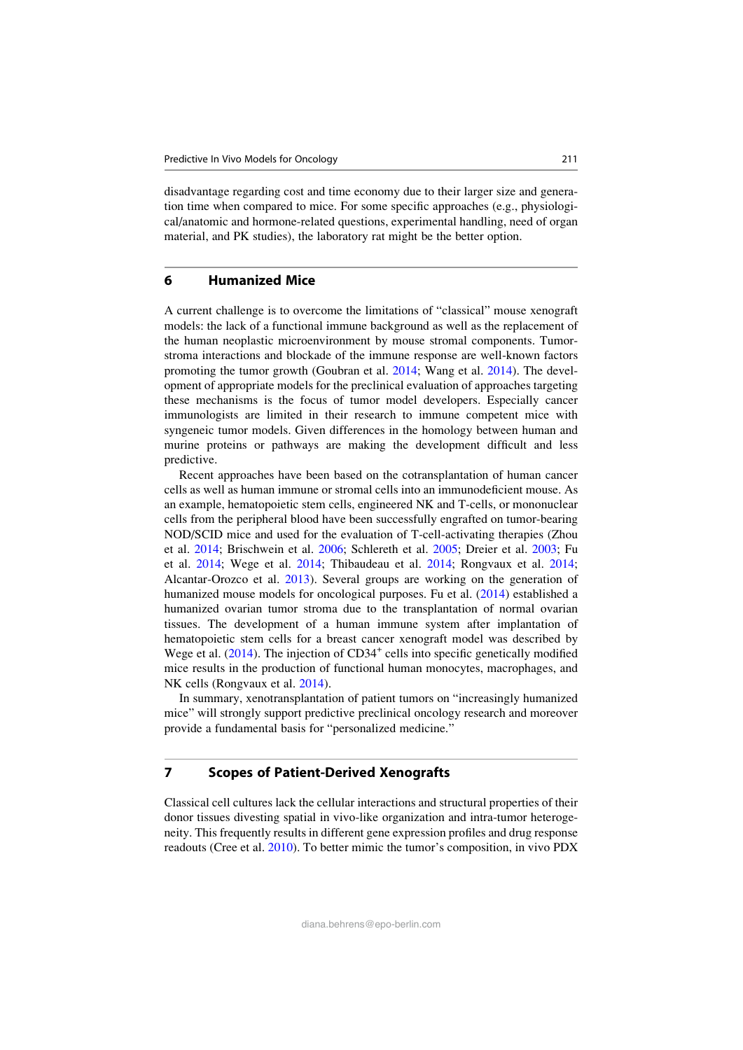disadvantage regarding cost and time economy due to their larger size and generation time when compared to mice. For some specific approaches (e.g., physiological/anatomic and hormone-related questions, experimental handling, need of organ material, and PK studies), the laboratory rat might be the better option.

## 6 Humanized Mice

A current challenge is to overcome the limitations of "classical" mouse xenograft models: the lack of a functional immune background as well as the replacement of the human neoplastic microenvironment by mouse stromal components. Tumor-stroma interactions and blockade of the immune response are well-known factors promoting the tumor growth (Goubran et al. 2014; Wang et al. 2014). The development of appropriate models for the preclinical evaluation of approaches targeting these mechanisms is the focus of tumor model developers. Especially cancer immunologists are limited in their research to immune competent mice with syngeneic tumor models. Given differences in the homology between human and murine proteins or pathways are making the development difficult and less predictive.

Recent approaches have been based on the cotransplantation of human cancer cells as well as human immune or stromal cells into an immunodeficient mouse. As an example, hematopoietic stem cells, engineered NK and T-cells, or mononuclear cells from the peripheral blood have been successfully engrafted on tumor-bearing NOD/SCID mice and used for the evaluation of T-cell-activating therapies (Zhou et al. 2014; Brischwein et al. 2006; Schlereth et al. 2005; Dreier et al. 2003; Fu et al. 2014; Wege et al. 2014; Thibaudeau et al. 2014; Rongvaux et al. 2014; Alcantar-Orozco et al. 2013). Several groups are working on the generation of humanized mouse models for oncological purposes. Fu et al. (2014) established a humanized ovarian tumor stroma due to the transplantation of normal ovarian tissues. The development of a human immune system after implantation of hematopoietic stem cells for a breast cancer xenograft model was described by Wege et al. (2014). The injection of $CD34^+$ cells into specific genetically modified mice results in the production of functional human monocytes, macrophages, and NK cells (Rongvaux et al. 2014).

In summary, xenotransplantation of patient tumors on "increasingly humanized mice" will strongly support predictive preclinical oncology research and moreover provide a fundamental basis for "personalized medicine."

## 7 Scopes of Patient-Derived Xenografts

Classical cell cultures lack the cellular interactions and structural properties of their donor tissues divesting spatial in vivo-like organization and intra-tumor heterogeneity. This frequently results in different gene expression profiles and drug response readouts (Cree et al. 2010). To better mimic the tumor's composition, in vivo PDX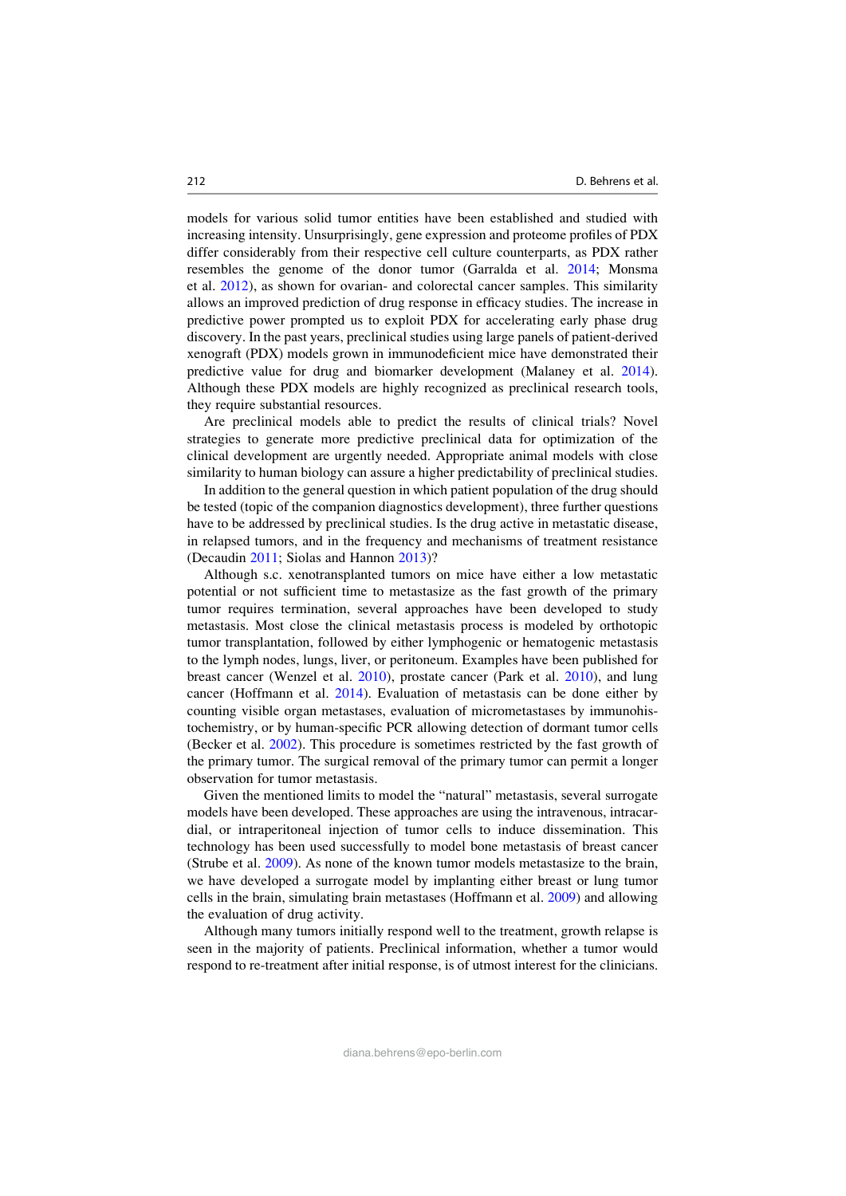models for various solid tumor entities have been established and studied with increasing intensity. Unsurprisingly, gene expression and proteome profiles of PDX differ considerably from their respective cell culture counterparts, as PDX rather resembles the genome of the donor tumor (Garralda et al. 2014; Monsma et al. 2012), as shown for ovarian- and colorectal cancer samples. This similarity allows an improved prediction of drug response in efficacy studies. The increase in predictive power prompted us to exploit PDX for accelerating early phase drug discovery. In the past years, preclinical studies using large panels of patient-derived xenograft (PDX) models grown in immunodeficient mice have demonstrated their predictive value for drug and biomarker development (Malaney et al. 2014). Although these PDX models are highly recognized as preclinical research tools, they require substantial resources.

Are preclinical models able to predict the results of clinical trials? Novel strategies to generate more predictive preclinical data for optimization of the clinical development are urgently needed. Appropriate animal models with close similarity to human biology can assure a higher predictability of preclinical studies.

In addition to the general question in which patient population of the drug should be tested (topic of the companion diagnostics development), three further questions have to be addressed by preclinical studies. Is the drug active in metastatic disease, in relapsed tumors, and in the frequency and mechanisms of treatment resistance (Decaudin 2011; Siolas and Hannon 2013)?

Although s.c. xenotransplanted tumors on mice have either a low metastatic potential or not sufficient time to metastasize as the fast growth of the primary tumor requires termination, several approaches have been developed to study metastasis. Most close the clinical metastasis process is modeled by orthotopic tumor transplantation, followed by either lymphogenic or hematogenic metastasis to the lymph nodes, lungs, liver, or peritoneum. Examples have been published for breast cancer (Wenzel et al. 2010), prostate cancer (Park et al. 2010), and lung cancer (Hoffmann et al. 2014). Evaluation of metastasis can be done either by counting visible organ metastases, evaluation of micrometastases by immunohistochemistry, or by human-specific PCR allowing detection of dormant tumor cells (Becker et al. 2002). This procedure is sometimes restricted by the fast growth of the primary tumor. The surgical removal of the primary tumor can permit a longer observation for tumor metastasis.

Given the mentioned limits to model the "natural" metastasis, several surrogate models have been developed. These approaches are using the intravenous, intracardial, or intraperitoneal injection of tumor cells to induce dissemination. This technology has been used successfully to model bone metastasis of breast cancer (Strube et al. 2009). As none of the known tumor models metastasize to the brain, we have developed a surrogate model by implanting either breast or lung tumor cells in the brain, simulating brain metastases (Hoffmann et al. 2009) and allowing the evaluation of drug activity.

Although many tumors initially respond well to the treatment, growth relapse is seen in the majority of patients. Preclinical information, whether a tumor would respond to re-treatment after initial response, is of utmost interest for the clinicians.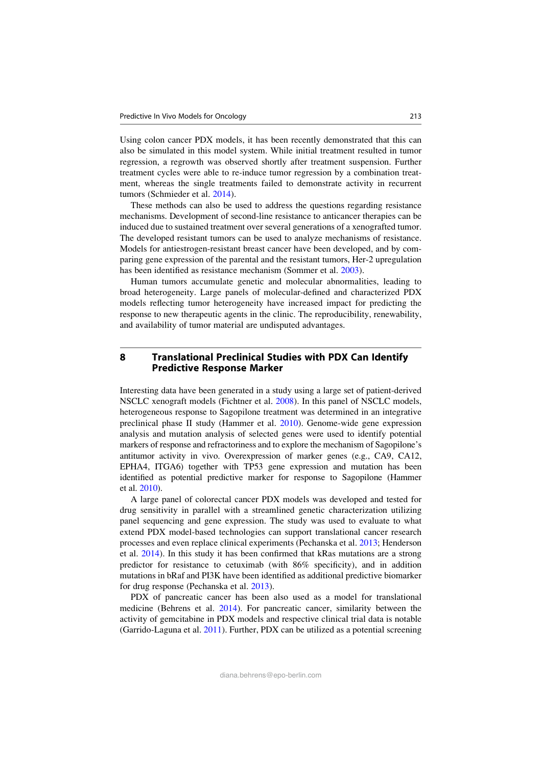Using colon cancer PDX models, it has been recently demonstrated that this can also be simulated in this model system. While initial treatment resulted in tumor regression, a regrowth was observed shortly after treatment suspension. Further treatment cycles were able to re-induce tumor regression by a combination treatment, whereas the single treatments failed to demonstrate activity in recurrent tumors (Schmieder et al. 2014).

These methods can also be used to address the questions regarding resistance mechanisms. Development of second-line resistance to anticancer therapies can be induced due to sustained treatment over several generations of a xenografted tumor. The developed resistant tumors can be used to analyze mechanisms of resistance. Models for antiestrogen-resistant breast cancer have been developed, and by comparing gene expression of the parental and the resistant tumors, Her-2 upregulation has been identified as resistance mechanism (Sommer et al. 2003).

Human tumors accumulate genetic and molecular abnormalities, leading to broad heterogeneity. Large panels of molecular-defined and characterized PDX models reflecting tumor heterogeneity have increased impact for predicting the response to new therapeutic agents in the clinic. The reproducibility, renewability, and availability of tumor material are undisputed advantages.

## 8 Translational Preclinical Studies with PDX Can Identify Predictive Response Marker

Interesting data have been generated in a study using a large set of patient-derived NSCLC xenograft models (Fichtner et al. 2008). In this panel of NSCLC models, heterogeneous response to Sagopilone treatment was determined in an integrative preclinical phase II study (Hammer et al. 2010). Genome-wide gene expression analysis and mutation analysis of selected genes were used to identify potential markers of response and refractoriness and to explore the mechanism of Sagopilone's antitumor activity in vivo. Overexpression of marker genes (e.g., CA9, CA12, EPHA4, ITGA6) together with TP53 gene expression and mutation has been identified as potential predictive marker for response to Sagopilone (Hammer et al. 2010).

A large panel of colorectal cancer PDX models was developed and tested for drug sensitivity in parallel with a streamlined genetic characterization utilizing panel sequencing and gene expression. The study was used to evaluate to what extend PDX model-based technologies can support translational cancer research processes and even replace clinical experiments (Pechanska et al. 2013; Henderson et al. 2014). In this study it has been confirmed that kRas mutations are a strong predictor for resistance to cetuximab (with 86% specificity), and in addition mutations in bRaf and PI3K have been identified as additional predictive biomarker for drug response (Pechanska et al. 2013).

PDX of pancreatic cancer has been also used as a model for translational medicine (Behrens et al. 2014). For pancreatic cancer, similarity between the activity of gemcitabine in PDX models and respective clinical trial data is notable (Garrido-Laguna et al. 2011). Further, PDX can be utilized as a potential screening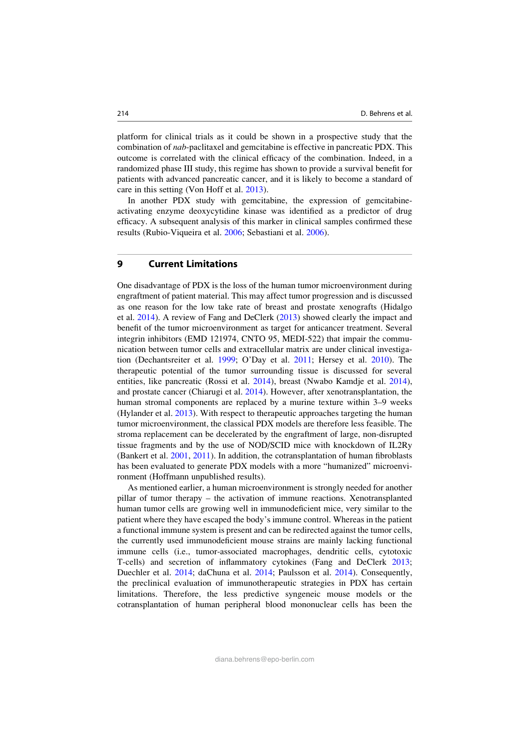platform for clinical trials as it could be shown in a prospective study that the combination of *nab*-paclitaxel and gemcitabine is effective in pancreatic PDX. This outcome is correlated with the clinical efficacy of the combination. Indeed, in a randomized phase III study, this regime has shown to provide a survival benefit for patients with advanced pancreatic cancer, and it is likely to become a standard of care in this setting (Von Hoff et al. 2013).

In another PDX study with gemcitabine, the expression of gemcitabine-activating enzyme deoxycytidine kinase was identified as a predictor of drug efficacy. A subsequent analysis of this marker in clinical samples confirmed these results (Rubio-Viqueira et al. 2006; Sebastiani et al. 2006).

## 9 Current Limitations

One disadvantage of PDX is the loss of the human tumor microenvironment during engraftment of patient material. This may affect tumor progression and is discussed as one reason for the low take rate of breast and prostate xenografts (Hidalgo et al. 2014). A review of Fang and DeClerk (2013) showed clearly the impact and benefit of the tumor microenvironment as target for anticancer treatment. Several integrin inhibitors (EMD 121974, CNTO 95, MEDI-522) that impair the communication between tumor cells and extracellular matrix are under clinical investigation (Dechantsreiter et al. 1999; O'Day et al. 2011; Hersey et al. 2010). The therapeutic potential of the tumor surrounding tissue is discussed for several entities, like pancreatic (Rossi et al. 2014), breast (Nwabo Kamdje et al. 2014), and prostate cancer (Chiarugi et al. 2014). However, after xenotransplantation, the human stromal components are replaced by a murine texture within 3–9 weeks (Hylander et al. 2013). With respect to therapeutic approaches targeting the human tumor microenvironment, the classical PDX models are therefore less feasible. The stroma replacement can be decelerated by the engraftment of large, non-disrupted tissue fragments and by the use of NOD/SCID mice with knockdown of IL2Ry (Bankert et al. 2001, 2011). In addition, the cotransplantation of human fibroblasts has been evaluated to generate PDX models with a more "humanized" microenvironment (Hoffmann unpublished results).

As mentioned earlier, a human microenvironment is strongly needed for another pillar of tumor therapy – the activation of immune reactions. Xenotransplanted human tumor cells are growing well in immunodeficient mice, very similar to the patient where they have escaped the body's immune control. Whereas in the patient a functional immune system is present and can be redirected against the tumor cells, the currently used immunodeficient mouse strains are mainly lacking functional immune cells (i.e., tumor-associated macrophages, dendritic cells, cytotoxic T-cells) and secretion of inflammatory cytokines (Fang and DeClerk 2013; Duechler et al. 2014; daChuna et al. 2014; Paulsson et al. 2014). Consequently, the preclinical evaluation of immunotherapeutic strategies in PDX has certain limitations. Therefore, the less predictive syngeneic mouse models or the cotransplantation of human peripheral blood mononuclear cells has been the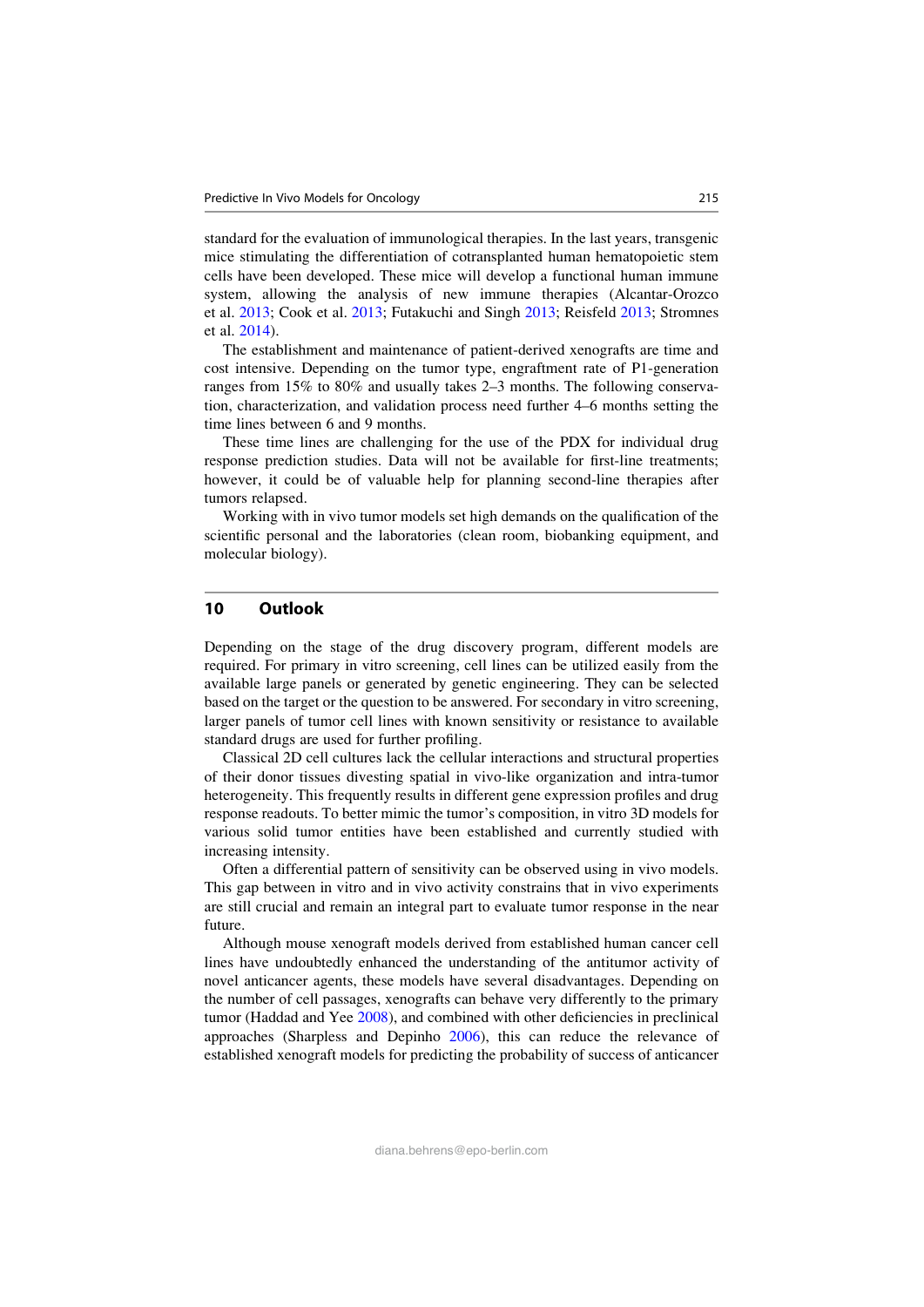standard for the evaluation of immunological therapies. In the last years, transgenic mice stimulating the differentiation of cotransplanted human hematopoietic stem cells have been developed. These mice will develop a functional human immune system, allowing the analysis of new immune therapies (Alcantar-Orozco et al. 2013; Cook et al. 2013; Futakuchi and Singh 2013; Reisfeld 2013; Stromnes et al. 2014).

The establishment and maintenance of patient-derived xenografts are time and cost intensive. Depending on the tumor type, engraftment rate of P1-generation ranges from 15% to 80% and usually takes 2–3 months. The following conservation, characterization, and validation process need further 4–6 months setting the time lines between 6 and 9 months.

These time lines are challenging for the use of the PDX for individual drug response prediction studies. Data will not be available for first-line treatments; however, it could be of valuable help for planning second-line therapies after tumors relapsed.

Working with in vivo tumor models set high demands on the qualification of the scientific personal and the laboratories (clean room, biobanking equipment, and molecular biology).

## 10 Outlook

Depending on the stage of the drug discovery program, different models are required. For primary in vitro screening, cell lines can be utilized easily from the available large panels or generated by genetic engineering. They can be selected based on the target or the question to be answered. For secondary in vitro screening, larger panels of tumor cell lines with known sensitivity or resistance to available standard drugs are used for further profiling.

Classical 2D cell cultures lack the cellular interactions and structural properties of their donor tissues divesting spatial in vivo-like organization and intra-tumor heterogeneity. This frequently results in different gene expression profiles and drug response readouts. To better mimic the tumor's composition, in vitro 3D models for various solid tumor entities have been established and currently studied with increasing intensity.

Often a differential pattern of sensitivity can be observed using in vivo models. This gap between in vitro and in vivo activity constrains that in vivo experiments are still crucial and remain an integral part to evaluate tumor response in the near future.

Although mouse xenograft models derived from established human cancer cell lines have undoubtedly enhanced the understanding of the antitumor activity of novel anticancer agents, these models have several disadvantages. Depending on the number of cell passages, xenografts can behave very differently to the primary tumor (Haddad and Yee 2008), and combined with other deficiencies in preclinical approaches (Sharpless and Depinho 2006), this can reduce the relevance of established xenograft models for predicting the probability of success of anticancer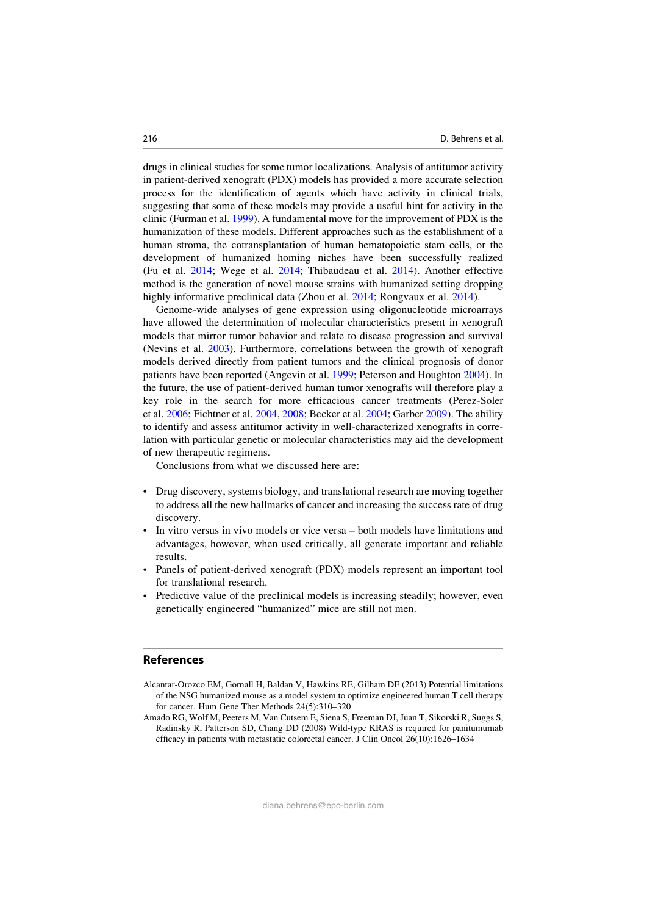drugs in clinical studies for some tumor localizations. Analysis of antitumor activity in patient-derived xenograft (PDX) models has provided a more accurate selection process for the identification of agents which have activity in clinical trials, suggesting that some of these models may provide a useful hint for activity in the clinic (Furman et al. 1999). A fundamental move for the improvement of PDX is the humanization of these models. Different approaches such as the establishment of a human stroma, the cotransplantation of human hematopoietic stem cells, or the development of humanized homing niches have been successfully realized (Fu et al. 2014; Wege et al. 2014; Thibaudeau et al. 2014). Another effective method is the generation of novel mouse strains with humanized setting dropping highly informative preclinical data (Zhou et al. 2014; Rongvaux et al. 2014).

Genome-wide analyses of gene expression using oligonucleotide microarrays have allowed the determination of molecular characteristics present in xenograft models that mirror tumor behavior and relate to disease progression and survival (Nevins et al. 2003). Furthermore, correlations between the growth of xenograft models derived directly from patient tumors and the clinical prognosis of donor patients have been reported (Angevin et al. 1999; Peterson and Houghton 2004). In the future, the use of patient-derived human tumor xenografts will therefore play a key role in the search for more efficacious cancer treatments (Perez-Soler et al. 2006; Fichtner et al. 2004, 2008; Becker et al. 2004; Garber 2009). The ability to identify and assess antitumor activity in well-characterized xenografts in correlation with particular genetic or molecular characteristics may aid the development of new therapeutic regimens.

Conclusions from what we discussed here are:

- Drug discovery, systems biology, and translational research are moving together to address all the new hallmarks of cancer and increasing the success rate of drug discovery.
- In vitro versus in vivo models or vice versa – both models have limitations and advantages, however, when used critically, all generate important and reliable results.
- Panels of patient-derived xenograft (PDX) models represent an important tool for translational research.
- Predictive value of the preclinical models is increasing steadily; however, even genetically engineered "humanized" mice are still not men.

## References

Alcantar-Orozco EM, Gornall H, Baldan V, Hawkins RE, Gilham DE (2013) Potential limitations of the NSG humanized mouse as a model system to optimize engineered human T cell therapy for cancer. Hum Gene Ther Methods 24(5):310–320

Amado RG, Wolf M, Peeters M, Van Cutsem E, Siena S, Freeman DJ, Juan T, Sikorski R, Suggs S, Radinsky R, Patterson SD, Chang DD (2008) Wild-type KRAS is required for panitumumab efficacy in patients with metastatic colorectal cancer. J Clin Oncol 26(10):1626–1634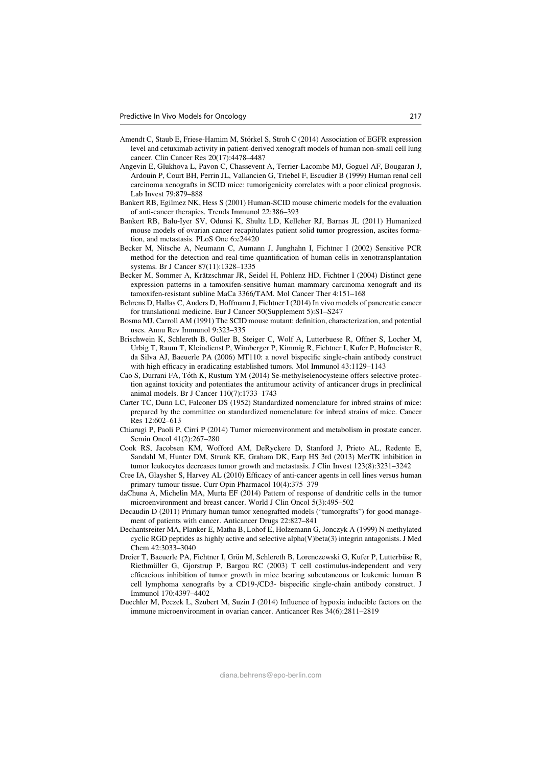Amendt C, Staub E, Friese-Hamim M, Störkel S, Stroh C (2014) Association of EGFR expression level and cetuximab activity in patient-derived xenograft models of human non-small cell lung cancer. Clin Cancer Res 20(17):4478–4487

Angevin E, Glukhova L, Pavon C, Chassevent A, Terrier-Lacombe MJ, Goguel AF, Bougaran J, Ardouin P, Court BH, Perrin JL, Vallancien G, Triebel F, Escudier B (1999) Human renal cell carcinoma xenografts in SCID mice: tumorigenicity correlates with a poor clinical prognosis. Lab Invest 79:879–888

Bankert RB, Egilmez NK, Hess S (2001) Human-SCID mouse chimeric models for the evaluation of anti-cancer therapies. Trends Immunol 22:386–393

Bankert RB, Balu-Iyer SV, Odunsi K, Shultz LD, Kelleher RJ, Barnas JL (2011) Humanized mouse models of ovarian cancer recapitulates patient solid tumor progression, ascites formation, and metastasis. PLoS One 6:e24420

Becker M, Nitsche A, Neumann C, Aumann J, Junghahn I, Fichtner I (2002) Sensitive PCR method for the detection and real-time quantification of human cells in xenotransplantation systems. Br J Cancer 87(11):1328–1335

Becker M, Sommer A, Krätzschmar JR, Seidel H, Pohlenz HD, Fichtner I (2004) Distinct gene expression patterns in a tamoxifen-sensitive human mammary carcinoma xenograft and its tamoxifen-resistant subline MaCa 3366/TAM. Mol Cancer Ther 4:151–168

Behrens D, Hallas C, Anders D, Hoffmann J, Fichtner I (2014) In vivo models of pancreatic cancer for translational medicine. Eur J Cancer 50(Supplement 5):S1–S247

Bosma MJ, Carroll AM (1991) The SCID mouse mutant: definition, characterization, and potential uses. Annu Rev Immunol 9:323–335

Brischwein K, Schlereth B, Guller B, Steiger C, Wolf A, Lutterbuese R, Offner S, Locher M, Urbig T, Raum T, Kleindienst P, Wimberger P, Kimmig R, Fichtner I, Kufer P, Hofmeister R, da Silva AJ, Baeuerle PA (2006) MT110: a novel bispecific single-chain antibody construct with high efficacy in eradicating established tumors. Mol Immunol 43:1129–1143

Cao S, Durrani FA, Tóth K, Rustum YM (2014) Se-methylselenocysteine offers selective protection against toxicity and potentiates the antitumour activity of anticancer drugs in preclinical animal models. Br J Cancer 110(7):1733–1743

Carter TC, Dunn LC, Falconer DS (1952) Standardized nomenclature for inbred strains of mice: prepared by the committee on standardized nomenclature for inbred strains of mice. Cancer Res 12:602–613

Chiarugi P, Paoli P, Cirri P (2014) Tumor microenvironment and metabolism in prostate cancer. Semin Oncol 41(2):267–280

Cook RS, Jacobsen KM, Wofford AM, DeRyckere D, Stanford J, Prieto AL, Redente E, Sandahl M, Hunter DM, Strunk KE, Graham DK, Earp HS 3rd (2013) MerTK inhibition in tumor leukocytes decreases tumor growth and metastasis. J Clin Invest 123(8):3231–3242

Cree IA, Glaysher S, Harvey AL (2010) Efficacy of anti-cancer agents in cell lines versus human primary tumour tissue. Curr Opin Pharmacol 10(4):375–379

daChuna A, Michelin MA, Murta EF (2014) Pattern of response of dendritic cells in the tumor microenvironment and breast cancer. World J Clin Oncol 5(3):495–502

Decaudin D (2011) Primary human tumor xenografted models ("tumorgrafts") for good management of patients with cancer. Anticancer Drugs 22:827–841

Dechantsreiter MA, Planker E, Matha B, Lohof E, Holzemann G, Jonczyk A (1999) N-methylated cyclic RGD peptides as highly active and selective alpha(V)beta(3) integrin antagonists. J Med Chem 42:3033–3040

Dreier T, Baeuerle PA, Fichtner I, Grün M, Schlereth B, Lorenczewski G, Kufer P, Lutterbüse R, Riethmüller G, Gjorstrup P, Bargou RC (2003) T cell costimulus-independent and very efficacious inhibition of tumor growth in mice bearing subcutaneous or leukemic human B cell lymphoma xenografts by a CD19-/CD3- bispecific single-chain antibody construct. J Immunol 170:4397–4402

Duechler M, Peczek L, Szubert M, Suzin J (2014) Influence of hypoxia inducible factors on the immune microenvironment in ovarian cancer. Anticancer Res 34(6):2811–2819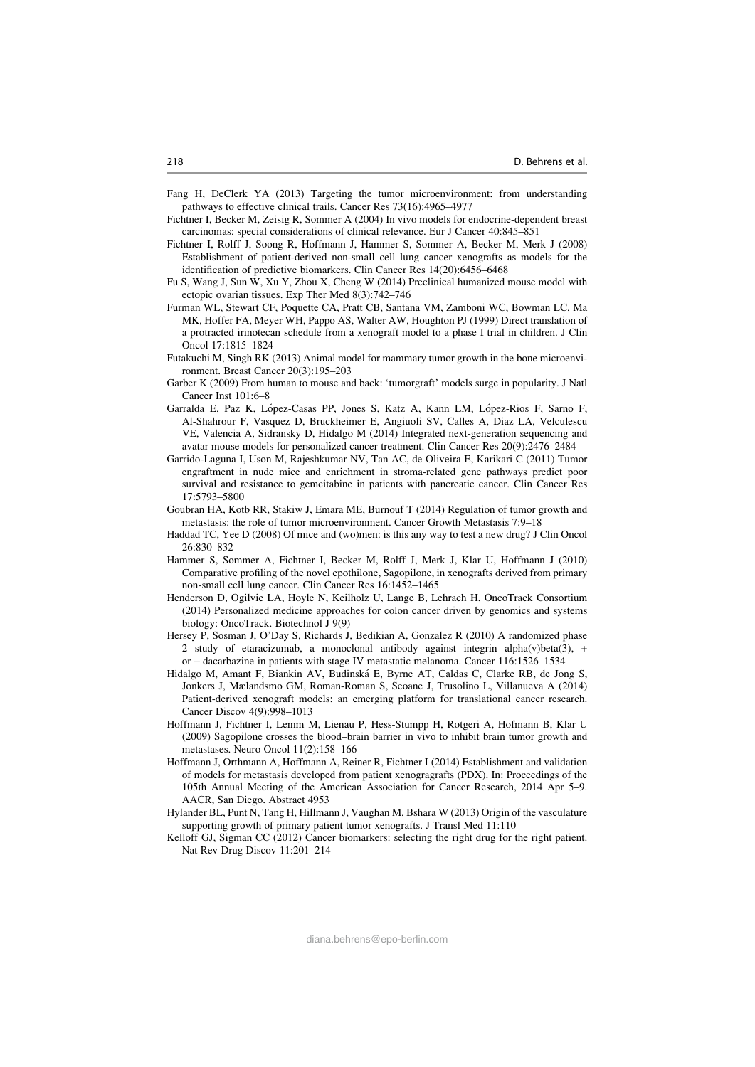Fang H, DeClerk YA (2013) Targeting the tumor microenvironment: from understanding pathways to effective clinical trails. Cancer Res 73(16):4965–4977

Fichtner I, Becker M, Zeisig R, Sommer A (2004) In vivo models for endocrine-dependent breast carcinomas: special considerations of clinical relevance. Eur J Cancer 40:845–851

Fichtner I, Rolff J, Soong R, Hoffmann J, Hammer S, Sommer A, Becker M, Merk J (2008) Establishment of patient-derived non-small cell lung cancer xenografts as models for the identification of predictive biomarkers. Clin Cancer Res 14(20):6456–6468

Fu S, Wang J, Sun W, Xu Y, Zhou X, Cheng W (2014) Preclinical humanized mouse model with ectopic ovarian tissues. Exp Ther Med 8(3):742–746

Furman WL, Stewart CF, Poquette CA, Pratt CB, Santana VM, Zamboni WC, Bowman LC, Ma MK, Hoffer FA, Meyer WH, Pappo AS, Walter AW, Houghton PJ (1999) Direct translation of a protracted irinotecan schedule from a xenograft model to a phase I trial in children. J Clin Oncol 17:1815–1824

Futakuchi M, Singh RK (2013) Animal model for mammary tumor growth in the bone microenvironment. Breast Cancer 20(3):195–203

Garber K (2009) From human to mouse and back: 'tumorgraft' models surge in popularity. J Natl Cancer Inst 101:6–8

Garralda E, Paz K, López-Casas PP, Jones S, Katz A, Kann LM, López-Rios F, Sarno F, Al-Shahrour F, Vasquez D, Bruckheimer E, Angiuoli SV, Calles A, Diaz LA, Velculescu VE, Valencia A, Sidransky D, Hidalgo M (2014) Integrated next-generation sequencing and avatar mouse models for personalized cancer treatment. Clin Cancer Res 20(9):2476–2484

Garrido-Laguna I, Uson M, Rajeshkumar NV, Tan AC, de Oliveira E, Karikari C (2011) Tumor engraftment in nude mice and enrichment in stroma-related gene pathways predict poor survival and resistance to gemcitabine in patients with pancreatic cancer. Clin Cancer Res 17:5793–5800

Goubran HA, Kotb RR, Stakiw J, Emara ME, Burnouf T (2014) Regulation of tumor growth and metastasis: the role of tumor microenvironment. Cancer Growth Metastasis 7:9–18

Haddad TC, Yee D (2008) Of mice and (wo)men: is this any way to test a new drug? J Clin Oncol 26:830–832

Hammer S, Sommer A, Fichtner I, Becker M, Rolff J, Merk J, Klar U, Hoffmann J (2010) Comparative profiling of the novel epothilone, Sagopilone, in xenografts derived from primary non-small cell lung cancer. Clin Cancer Res 16:1452–1465

Henderson D, Ogilvie LA, Hoyle N, Keilholz U, Lange B, Lehrach H, OncoTrack Consortium (2014) Personalized medicine approaches for colon cancer driven by genomics and systems biology: OncoTrack. Biotechnol J 9(9)

Hersey P, Sosman J, O'Day S, Richards J, Bedikian A, Gonzalez R (2010) A randomized phase 2 study of etaracizumab, a monoclonal antibody against integrin alpha(v)beta(3), + or − dacarbazine in patients with stage IV metastatic melanoma. Cancer 116:1526–1534

Hidalgo M, Amant F, Biankin AV, Budinská E, Byrne AT, Caldas C, Clarke RB, de Jong S, Jonkers J, Mælandsmo GM, Roman-Roman S, Seoane J, Trusolino L, Villanueva A (2014) Patient-derived xenograft models: an emerging platform for translational cancer research. Cancer Discov 4(9):998–1013

Hoffmann J, Fichtner I, Lemm M, Lienau P, Hess-Stumpp H, Rotgeri A, Hofmann B, Klar U (2009) Sagopilone crosses the blood–brain barrier in vivo to inhibit brain tumor growth and metastases. Neuro Oncol 11(2):158–166

Hoffmann J, Orthmann A, Hoffmann A, Reiner R, Fichtner I (2014) Establishment and validation of models for metastasis developed from patient xenogragrafts (PDX). In: Proceedings of the 105th Annual Meeting of the American Association for Cancer Research, 2014 Apr 5–9. AACR, San Diego. Abstract 4953

Hylander BL, Punt N, Tang H, Hillmann J, Vaughan M, Bshara W (2013) Origin of the vasculature supporting growth of primary patient tumor xenografts. J Transl Med 11:110

Kelloff GJ, Sigman CC (2012) Cancer biomarkers: selecting the right drug for the right patient. Nat Rev Drug Discov 11:201–214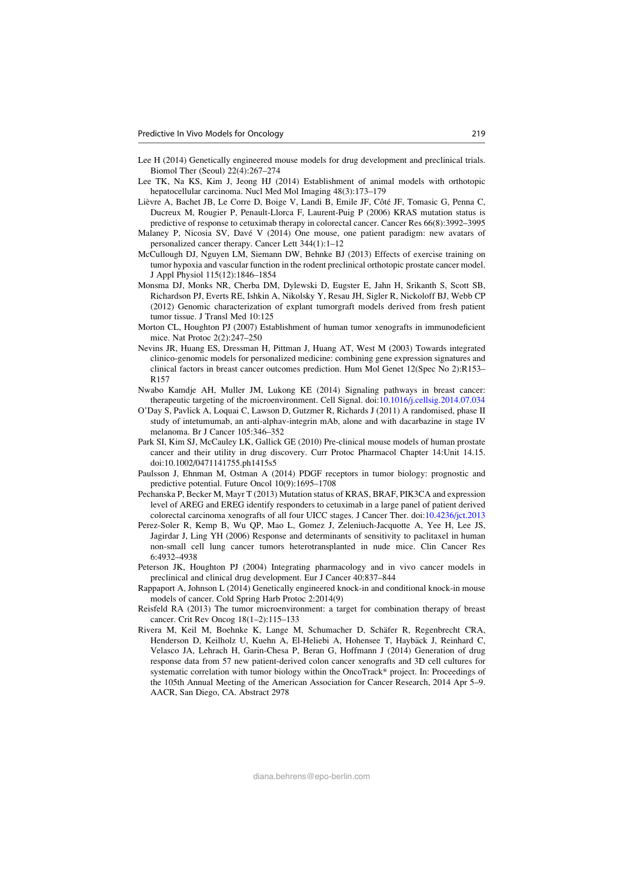Lee H (2014) Genetically engineered mouse models for drug development and preclinical trials. Biomol Ther (Seoul) 22(4):267–274

Lee TK, Na KS, Kim J, Jeong HJ (2014) Establishment of animal models with orthotopic hepatocellular carcinoma. Nucl Med Mol Imaging 48(3):173–179

Lièvre A, Bachet JB, Le Corre D, Boige V, Landi B, Emile JF, Côté JF, Tomasic G, Penna C, Ducreux M, Rougier P, Penault-Llorca F, Laurent-Puig P (2006) KRAS mutation status is predictive of response to cetuximab therapy in colorectal cancer. Cancer Res 66(8):3992–3995

Malaney P, Nicosia SV, Davé V (2014) One mouse, one patient paradigm: new avatars of personalized cancer therapy. Cancer Lett 344(1):1–12

McCullough DJ, Nguyen LM, Siemann DW, Behnke BJ (2013) Effects of exercise training on tumor hypoxia and vascular function in the rodent preclinical orthotopic prostate cancer model. J Appl Physiol 115(12):1846–1854

Monsma DJ, Monks NR, Cherba DM, Dylewski D, Eugster E, Jahn H, Srikanth S, Scott SB, Richardson PJ, Everts RE, Ishkin A, Nikolsky Y, Resau JH, Sigler R, Nickoloff BJ, Webb CP (2012) Genomic characterization of explant tumorgraft models derived from fresh patient tumor tissue. J Transl Med 10:125

Morton CL, Houghton PJ (2007) Establishment of human tumor xenografts in immunodeficient mice. Nat Protoc 2(2):247–250

Nevins JR, Huang ES, Dressman H, Pittman J, Huang AT, West M (2003) Towards integrated clinico-genomic models for personalized medicine: combining gene expression signatures and clinical factors in breast cancer outcomes prediction. Hum Mol Genet 12(Spec No 2):R153–R157

Nwabo Kamdje AH, Muller JM, Lukong KE (2014) Signaling pathways in breast cancer: therapeutic targeting of the microenvironment. Cell Signal. doi:10.1016/j.cellsig.2014.07.034

O'Day S, Pavlick A, Loquai C, Lawson D, Gutzmer R, Richards J (2011) A randomised, phase II study of intetumumab, an anti-alphav-integrin mAb, alone and with dacarbazine in stage IV melanoma. Br J Cancer 105:346–352

Park SI, Kim SJ, McCauley LK, Gallick GE (2010) Pre-clinical mouse models of human prostate cancer and their utility in drug discovery. Curr Protoc Pharmacol Chapter 14:Unit 14.15. doi:10.1002/0471141755.ph1415s5

Paulsson J, Ehnman M, Ostman A (2014) PDGF receptors in tumor biology: prognostic and predictive potential. Future Oncol 10(9):1695–1708

Pechanska P, Becker M, Mayr T (2013) Mutation status of KRAS, BRAF, PIK3CA and expression level of AREG and EREG identify responders to cetuximab in a large panel of patient derived colorectal carcinoma xenografts of all four UICC stages. J Cancer Ther. doi:10.4236/jct.2013

Perez-Soler R, Kemp B, Wu QP, Mao L, Gomez J, Zeleniuch-Jacquotte A, Yee H, Lee JS, Jagirdar J, Ling YH (2006) Response and determinants of sensitivity to paclitaxel in human non-small cell lung cancer tumors heterotransplanted in nude mice. Clin Cancer Res 6:4932–4938

Peterson JK, Houghton PJ (2004) Integrating pharmacology and in vivo cancer models in preclinical and clinical drug development. Eur J Cancer 40:837–844

Rappaport A, Johnson L (2014) Genetically engineered knock-in and conditional knock-in mouse models of cancer. Cold Spring Harb Protoc 2:2014(9)

Reisfeld RA (2013) The tumor microenvironment: a target for combination therapy of breast cancer. Crit Rev Oncog 18(1–2):115–133

Rivera M, Keil M, Boehnke K, Lange M, Schumacher D, Schäfer R, Regenbrecht CRA, Henderson D, Keilholz U, Kuehn A, El-Heliebi A, Hohensee T, Hayb​äck J, Reinhard C, Velasco JA, Lehrach H, Garin-Chesa P, Beran G, Hoffmann J (2014) Generation of drug response data from 57 new patient-derived colon cancer xenografts and 3D cell cultures for systematic correlation with tumor biology within the OncoTrack* project. In: Proceedings of the 105th Annual Meeting of the American Association for Cancer Research, 2014 Apr 5–9. AACR, San Diego, CA. Abstract 2978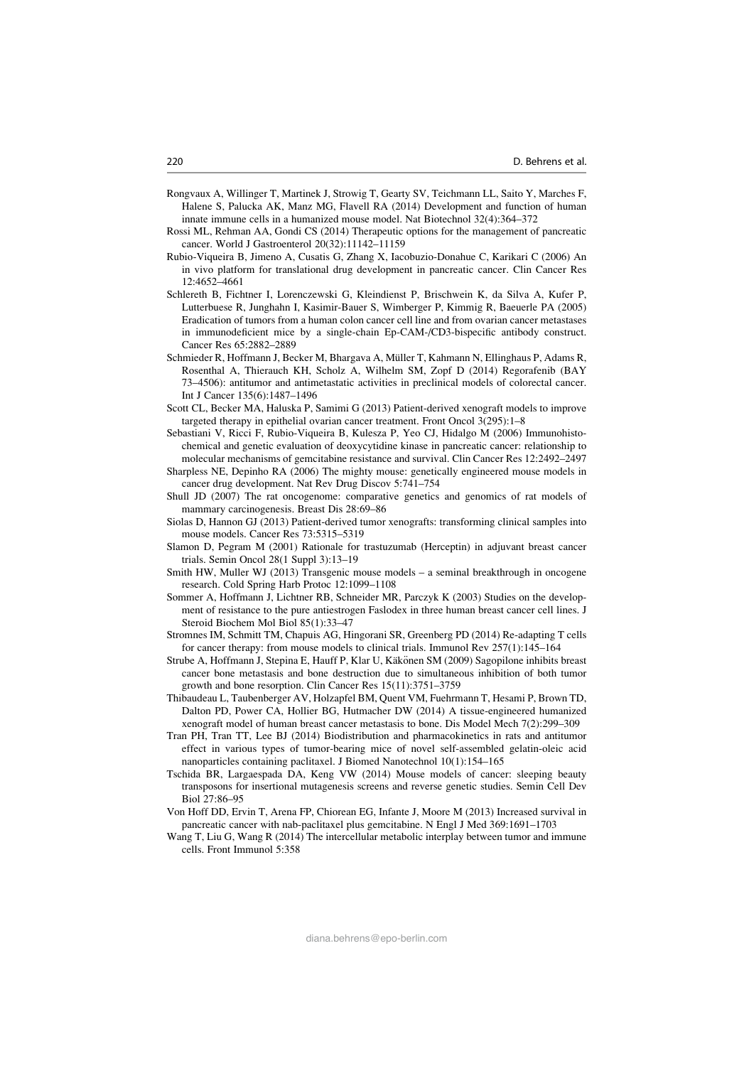Rongvaux A, Willinger T, Martinek J, Strowig T, Gearty SV, Teichmann LL, Saito Y, Marches F, Halene S, Palucka AK, Manz MG, Flavell RA (2014) Development and function of human innate immune cells in a humanized mouse model. Nat Biotechnol 32(4):364–372

Rossi ML, Rehman AA, Gondi CS (2014) Therapeutic options for the management of pancreatic cancer. World J Gastroenterol 20(32):11142–11159

Rubio-Viqueira B, Jimeno A, Cusatis G, Zhang X, Iacobuzio-Donahue C, Karikari C (2006) An in vivo platform for translational drug development in pancreatic cancer. Clin Cancer Res 12:4652–4661

Schlereth B, Fichtner I, Lorenczewski G, Kleindienst P, Brischwein K, da Silva A, Kufer P, Lutterbuese R, Junghahn I, Kasimir-Bauer S, Wimberger P, Kimmig R, Baeuerle PA (2005) Eradication of tumors from a human colon cancer cell line and from ovarian cancer metastases in immunodeficient mice by a single-chain Ep-CAM-/CD3-bispecific antibody construct. Cancer Res 65:2882–2889

Schmieder R, Hoffmann J, Becker M, Bhargava A, Müller T, Kahmann N, Ellinghaus P, Adams R, Rosenthal A, Thierauch KH, Scholz A, Wilhelm SM, Zopf D (2014) Regorafenib (BAY 73–4506): antitumor and antimetastatic activities in preclinical models of colorectal cancer. Int J Cancer 135(6):1487–1496

Scott CL, Becker MA, Haluska P, Samimi G (2013) Patient-derived xenograft models to improve targeted therapy in epithelial ovarian cancer treatment. Front Oncol 3(295):1–8

Sebastiani V, Ricci F, Rubio-Viqueira B, Kulesza P, Yeo CJ, Hidalgo M (2006) Immunohistochemical and genetic evaluation of deoxycytidine kinase in pancreatic cancer: relationship to molecular mechanisms of gemcitabine resistance and survival. Clin Cancer Res 12:2492–2497

Sharpless NE, Depinho RA (2006) The mighty mouse: genetically engineered mouse models in cancer drug development. Nat Rev Drug Discov 5:741–754

Shull JD (2007) The rat oncogenome: comparative genetics and genomics of rat models of mammary carcinogenesis. Breast Dis 28:69–86

Siolas D, Hannon GJ (2013) Patient-derived tumor xenografts: transforming clinical samples into mouse models. Cancer Res 73:5315–5319

Slamon D, Pegram M (2001) Rationale for trastuzumab (Herceptin) in adjuvant breast cancer trials. Semin Oncol 28(1 Suppl 3):13–19

Smith HW, Muller WJ (2013) Transgenic mouse models – a seminal breakthrough in oncogene research. Cold Spring Harb Protoc 12:1099–1108

Sommer A, Hoffmann J, Lichtner RB, Schneider MR, Parczyk K (2003) Studies on the development of resistance to the pure antiestrogen Faslodex in three human breast cancer cell lines. J Steroid Biochem Mol Biol 85(1):33–47

Stromnes IM, Schmitt TM, Chapuis AG, Hingorani SR, Greenberg PD (2014) Re-adapting T cells for cancer therapy: from mouse models to clinical trials. Immunol Rev 257(1):145–164

Strube A, Hoffmann J, Stepina E, Hauff P, Klar U, Käkönen SM (2009) Sagopilone inhibits breast cancer bone metastasis and bone destruction due to simultaneous inhibition of both tumor growth and bone resorption. Clin Cancer Res 15(11):3751–3759

Thibaudeau L, Taubenberger AV, Holzapfel BM, Quent VM, Fuehrmann T, Hesami P, Brown TD, Dalton PD, Power CA, Hollier BG, Hutmacher DW (2014) A tissue-engineered humanized xenograft model of human breast cancer metastasis to bone. Dis Model Mech 7(2):299–309

Tran PH, Tran TT, Lee BJ (2014) Biodistribution and pharmacokinetics in rats and antitumor effect in various types of tumor-bearing mice of novel self-assembled gelatin-oleic acid nanoparticles containing paclitaxel. J Biomed Nanotechnol 10(1):154–165

Tschida BR, Largaespada DA, Keng VW (2014) Mouse models of cancer: sleeping beauty transposons for insertional mutagenesis screens and reverse genetic studies. Semin Cell Dev Biol 27:86–95

Von Hoff DD, Ervin T, Arena FP, Chiorean EG, Infante J, Moore M (2013) Increased survival in pancreatic cancer with nab-paclitaxel plus gemcitabine. N Engl J Med 369:1691–1703

Wang T, Liu G, Wang R (2014) The intercellular metabolic interplay between tumor and immune cells. Front Immunol 5:358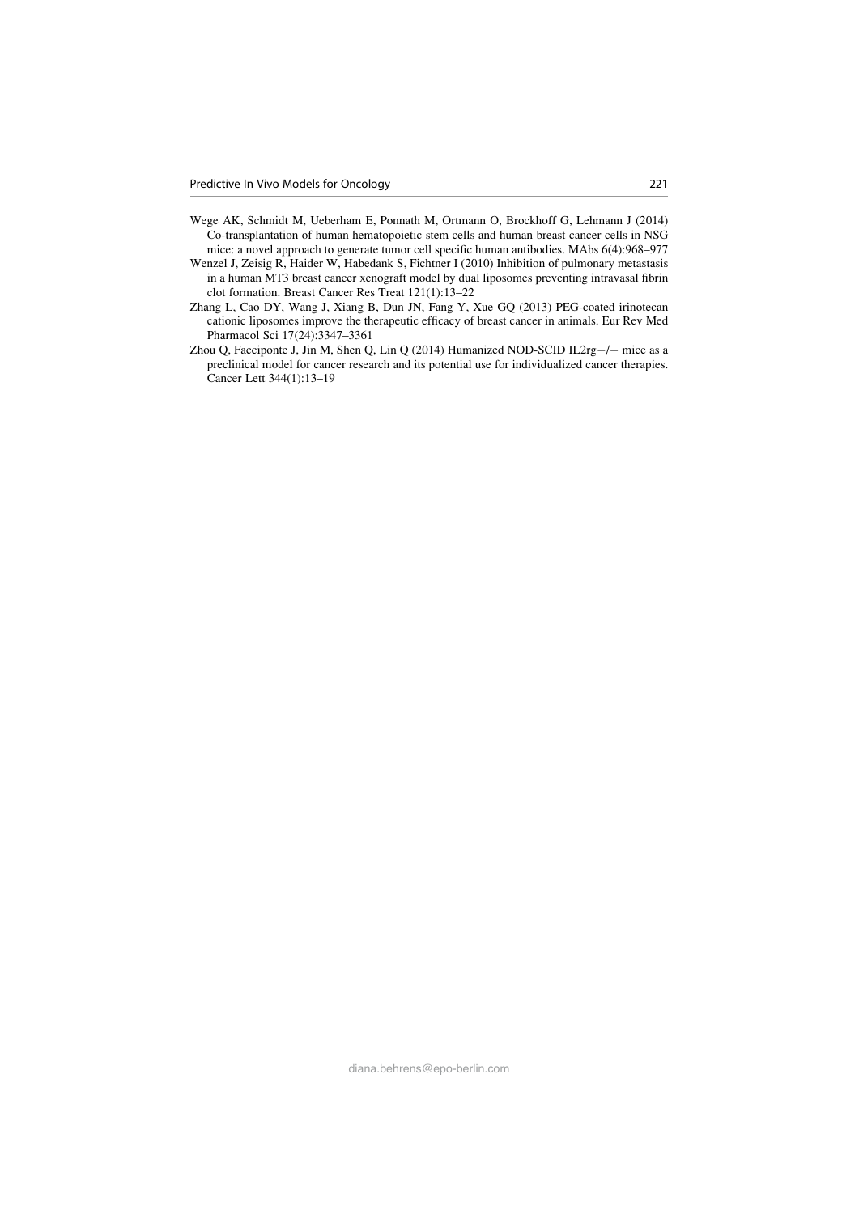Wege AK, Schmidt M, Ueberham E, Ponnath M, Ortmann O, Brockhoff G, Lehmann J (2014) Co-transplantation of human hematopoietic stem cells and human breast cancer cells in NSG mice: a novel approach to generate tumor cell specific human antibodies. MAbs 6(4):968–977

Wenzel J, Zeisig R, Haider W, Habedank S, Fichtner I (2010) Inhibition of pulmonary metastasis in a human MT3 breast cancer xenograft model by dual liposomes preventing intravasal fibrin clot formation. Breast Cancer Res Treat 121(1):13–22

Zhang L, Cao DY, Wang J, Xiang B, Dun JN, Fang Y, Xue GQ (2013) PEG-coated irinotecan cationic liposomes improve the therapeutic efficacy of breast cancer in animals. Eur Rev Med Pharmacol Sci 17(24):3347–3361

Zhou Q, Facciponte J, Jin M, Shen Q, Lin Q (2014) Humanized NOD-SCID IL2rg−/− mice as a preclinical model for cancer research and its potential use for individualized cancer therapies. Cancer Lett 344(1):13–19

diana.behrens@epo-berlin.com